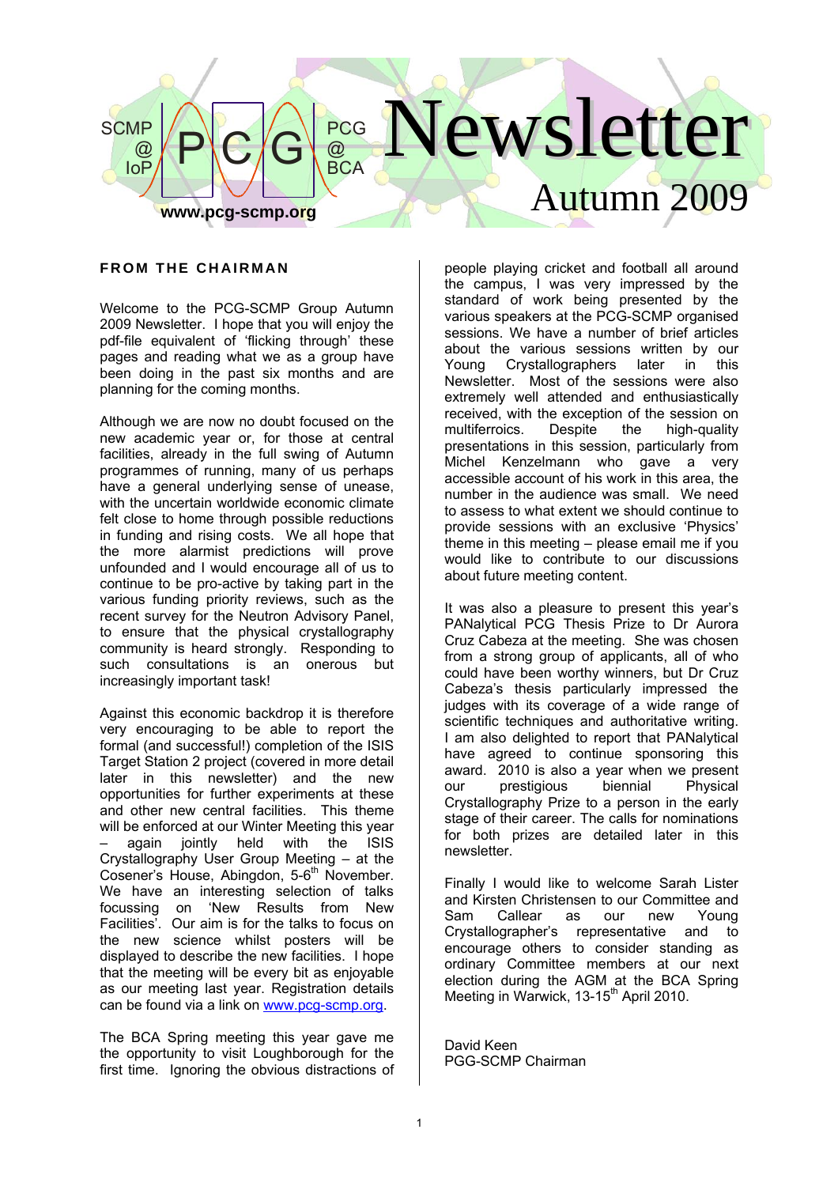SCMP @ IoP | PCG | PCG @ BCA

# Newsletter

## Autumn 2009

www.pcg-scmp.org

### FROM THE CHAIRMAN

Welcome to the PCG-SCMP Group Autumn 2009 Newsletter. I hope that you will enjoy the pdf-file equivalent of 'flicking through' these pages and reading what we as a group have been doing in the past six months and are planning for the coming months.

Although we are now no doubt focused on the new academic year or, for those at central facilities, already in the full swing of Autumn programmes of running, many of us perhaps have a general underlying sense of unease, with the uncertain worldwide economic climate felt close to home through possible reductions in funding and rising costs. We all hope that the more alarmist predictions will prove unfounded and I would encourage all of us to continue to be pro-active by taking part in the various funding priority reviews, such as the recent survey for the Neutron Advisory Panel, to ensure that the physical crystallography community is heard strongly. Responding to such consultations is an onerous but increasingly important task!

Against this economic backdrop it is therefore very encouraging to be able to report the formal (and successful!) completion of the ISIS Target Station 2 project (covered in more detail later in this newsletter) and the new opportunities for further experiments at these and other new central facilities. This theme will be enforced at our Winter Meeting this year – again jointly held with the ISIS Crystallography User Group Meeting – at the Cosener's House, Abingdon, 5-6th November. We have an interesting selection of talks focussing on 'New Results from New Facilities'. Our aim is for the talks to focus on the new science whilst posters will be displayed to describe the new facilities. I hope that the meeting will be every bit as enjoyable as our meeting last year. Registration details can be found via a link on www.pcg-scmp.org.

The BCA Spring meeting this year gave me the opportunity to visit Loughborough for the first time. Ignoring the obvious distractions of people playing cricket and football all around the campus, I was very impressed by the standard of work being presented by the various speakers at the PCG-SCMP organised sessions. We have a number of brief articles about the various sessions written by our Young Crystallographers later in this Newsletter. Most of the sessions were also extremely well attended and enthusiastically received, with the exception of the session on multiferroics. Despite the high-quality presentations in this session, particularly from Michel Kenzelmann who gave a very accessible account of his work in this area, the number in the audience was small. We need to assess to what extent we should continue to provide sessions with an exclusive 'Physics' theme in this meeting – please email me if you would like to contribute to our discussions about future meeting content.

It was also a pleasure to present this year's PANalytical PCG Thesis Prize to Dr Aurora Cruz Cabeza at the meeting. She was chosen from a strong group of applicants, all of who could have been worthy winners, but Dr Cruz Cabeza's thesis particularly impressed the judges with its coverage of a wide range of scientific techniques and authoritative writing. I am also delighted to report that PANalytical have agreed to continue sponsoring this award. 2010 is also a year when we present our prestigious biennial Physical Crystallography Prize to a person in the early stage of their career. The calls for nominations for both prizes are detailed later in this newsletter.

Finally I would like to welcome Sarah Lister and Kirsten Christensen to our Committee and Sam Callear as our new Young Crystallographer's representative and to encourage others to consider standing as ordinary Committee members at our next election during the AGM at the BCA Spring Meeting in Warwick, 13-15th April 2010.

David Keen
PGG-SCMP Chairman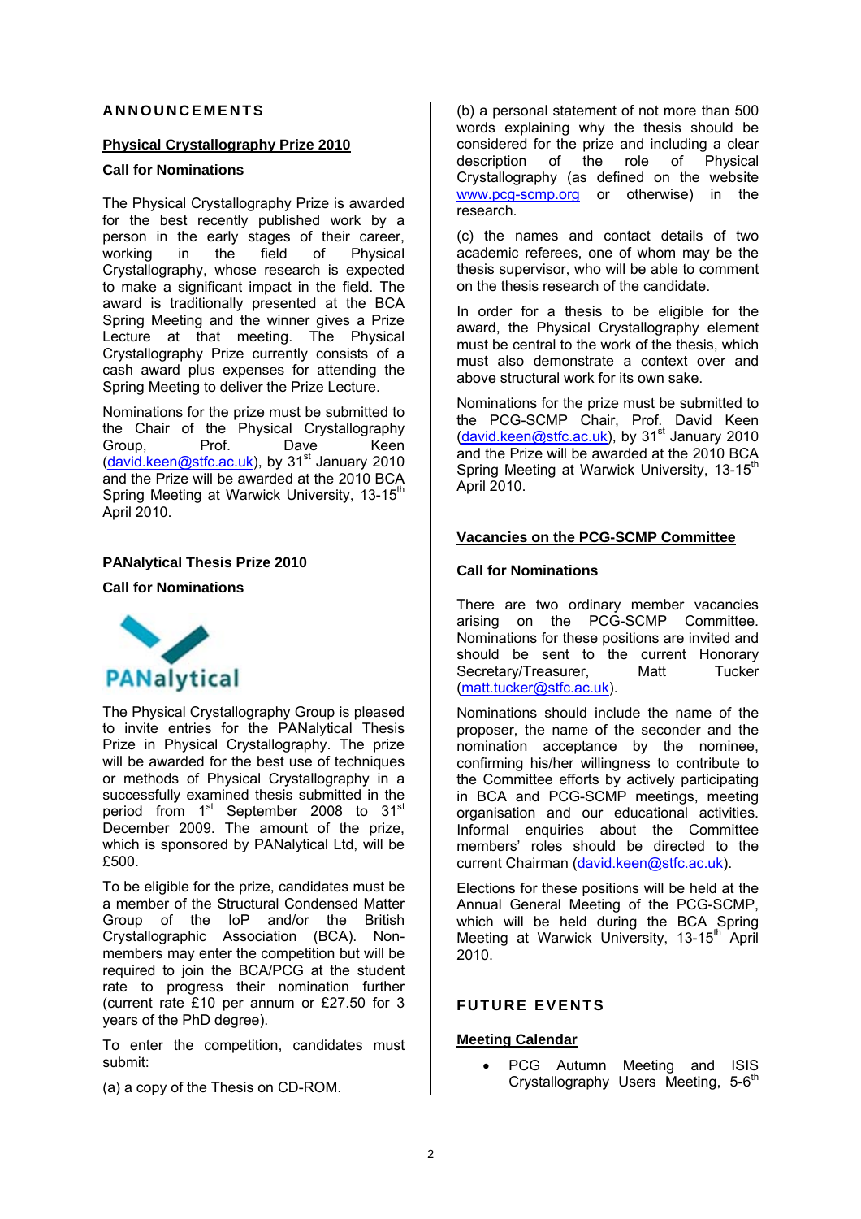## ANNOUNCEMENTS

### Physical Crystallography Prize 2010

**Call for Nominations**

The Physical Crystallography Prize is awarded for the best recently published work by a person in the early stages of their career, working in the field of Physical Crystallography, whose research is expected to make a significant impact in the field. The award is traditionally presented at the BCA Spring Meeting and the winner gives a Prize Lecture at that meeting. The Physical Crystallography Prize currently consists of a cash award plus expenses for attending the Spring Meeting to deliver the Prize Lecture.

Nominations for the prize must be submitted to the Chair of the Physical Crystallography Group, Prof. Dave Keen (david.keen@stfc.ac.uk), by 31st January 2010 and the Prize will be awarded at the 2010 BCA Spring Meeting at Warwick University, 13-15th April 2010.

### PANalytical Thesis Prize 2010

**Call for Nominations**

PANalytical

The Physical Crystallography Group is pleased to invite entries for the PANalytical Thesis Prize in Physical Crystallography. The prize will be awarded for the best use of techniques or methods of Physical Crystallography in a successfully examined thesis submitted in the period from 1st September 2008 to 31st December 2009. The amount of the prize, which is sponsored by PANalytical Ltd, will be £500.

To be eligible for the prize, candidates must be a member of the Structural Condensed Matter Group of the IoP and/or the British Crystallographic Association (BCA). Non-members may enter the competition but will be required to join the BCA/PCG at the student rate to progress their nomination further (current rate £10 per annum or £27.50 for 3 years of the PhD degree).

To enter the competition, candidates must submit:

(a) a copy of the Thesis on CD-ROM.

(b) a personal statement of not more than 500 words explaining why the thesis should be considered for the prize and including a clear description of the role of Physical Crystallography (as defined on the website www.pcg-scmp.org or otherwise) in the research.

(c) the names and contact details of two academic referees, one of whom may be the thesis supervisor, who will be able to comment on the thesis research of the candidate.

In order for a thesis to be eligible for the award, the Physical Crystallography element must be central to the work of the thesis, which must also demonstrate a context over and above structural work for its own sake.

Nominations for the prize must be submitted to the PCG-SCMP Chair, Prof. David Keen (david.keen@stfc.ac.uk), by 31st January 2010 and the Prize will be awarded at the 2010 BCA Spring Meeting at Warwick University, 13-15th April 2010.

### Vacancies on the PCG-SCMP Committee

**Call for Nominations**

There are two ordinary member vacancies arising on the PCG-SCMP Committee. Nominations for these positions are invited and should be sent to the current Honorary Secretary/Treasurer, Matt Tucker (matt.tucker@stfc.ac.uk).

Nominations should include the name of the proposer, the name of the seconder and the nomination acceptance by the nominee, confirming his/her willingness to contribute to the Committee efforts by actively participating in BCA and PCG-SCMP meetings, meeting organisation and our educational activities. Informal enquiries about the Committee members' roles should be directed to the current Chairman (david.keen@stfc.ac.uk).

Elections for these positions will be held at the Annual General Meeting of the PCG-SCMP, which will be held during the BCA Spring Meeting at Warwick University, 13-15th April 2010.

## FUTURE EVENTS

### Meeting Calendar

- PCG Autumn Meeting and ISIS Crystallography Users Meeting, 5-6th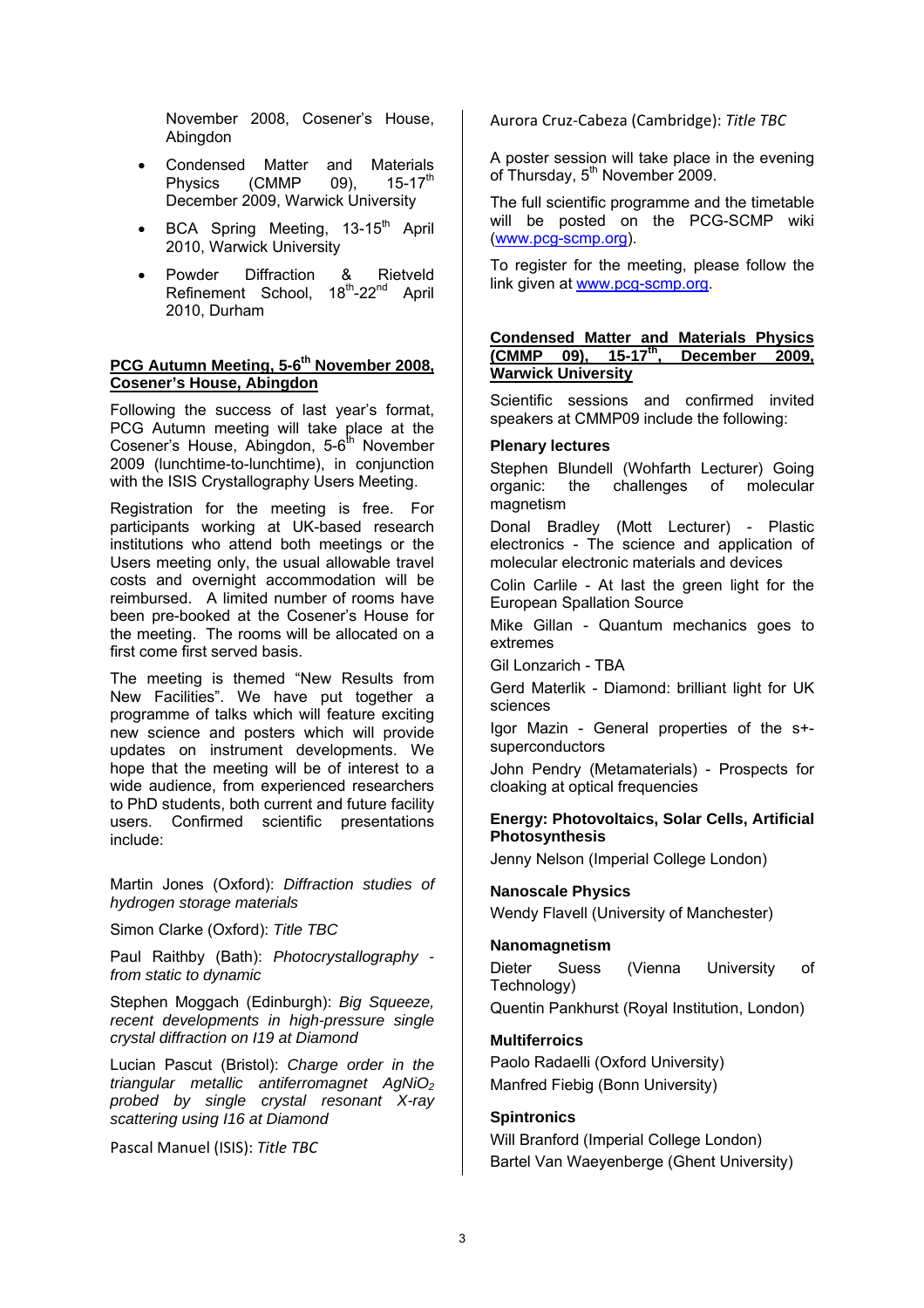November 2008, Cosener's House, Abingdon

- Condensed Matter and Materials Physics (CMMP 09), 15-17th December 2009, Warwick University
- BCA Spring Meeting, 13-15th April 2010, Warwick University
- Powder Diffraction & Rietveld Refinement School, 18th-22nd April 2010, Durham

## PCG Autumn Meeting, 5-6th November 2008, Cosener's House, Abingdon

Following the success of last year's format, PCG Autumn meeting will take place at the Cosener's House, Abingdon, 5-6th November 2009 (lunchtime-to-lunchtime), in conjunction with the ISIS Crystallography Users Meeting.

Registration for the meeting is free. For participants working at UK-based research institutions who attend both meetings or the Users meeting only, the usual allowable travel costs and overnight accommodation will be reimbursed. A limited number of rooms have been pre-booked at the Cosener's House for the meeting. The rooms will be allocated on a first come first served basis.

The meeting is themed "New Results from New Facilities". We have put together a programme of talks which will feature exciting new science and posters which will provide updates on instrument developments. We hope that the meeting will be of interest to a wide audience, from experienced researchers to PhD students, both current and future facility users. Confirmed scientific presentations include:

Martin Jones (Oxford): *Diffraction studies of hydrogen storage materials*

Simon Clarke (Oxford): *Title TBC*

Paul Raithby (Bath): *Photocrystallography - from static to dynamic*

Stephen Moggach (Edinburgh): *Big Squeeze, recent developments in high-pressure single crystal diffraction on I19 at Diamond*

Lucian Pascut (Bristol): *Charge order in the triangular metallic antiferromagnet $AgNiO_2$ probed by single crystal resonant X-ray scattering using I16 at Diamond*

Pascal Manuel (ISIS): *Title TBC*

Aurora Cruz-Cabeza (Cambridge): *Title TBC*

A poster session will take place in the evening of Thursday, 5th November 2009.

The full scientific programme and the timetable will be posted on the PCG-SCMP wiki (www.pcg-scmp.org).

To register for the meeting, please follow the link given at www.pcg-scmp.org.

## Condensed Matter and Materials Physics (CMMP 09), 15-17th, December 2009, Warwick University

Scientific sessions and confirmed invited speakers at CMMP09 include the following:

### Plenary lectures

Stephen Blundell (Wohfarth Lecturer) Going organic: the challenges of molecular magnetism

Donal Bradley (Mott Lecturer) - Plastic electronics - The science and application of molecular electronic materials and devices

Colin Carlile - At last the green light for the European Spallation Source

Mike Gillan - Quantum mechanics goes to extremes

Gil Lonzarich - TBA

Gerd Materlik - Diamond: brilliant light for UK sciences

Igor Mazin - General properties of the s+-superconductors

John Pendry (Metamaterials) - Prospects for cloaking at optical frequencies

### Energy: Photovoltaics, Solar Cells, Artificial Photosynthesis

Jenny Nelson (Imperial College London)

### Nanoscale Physics

Wendy Flavell (University of Manchester)

### Nanomagnetism

Dieter Suess (Vienna University of Technology)

Quentin Pankhurst (Royal Institution, London)

### Multiferroics

Paolo Radaelli (Oxford University)

Manfred Fiebig (Bonn University)

### Spintronics

Will Branford (Imperial College London)

Bartel Van Waeyenberge (Ghent University)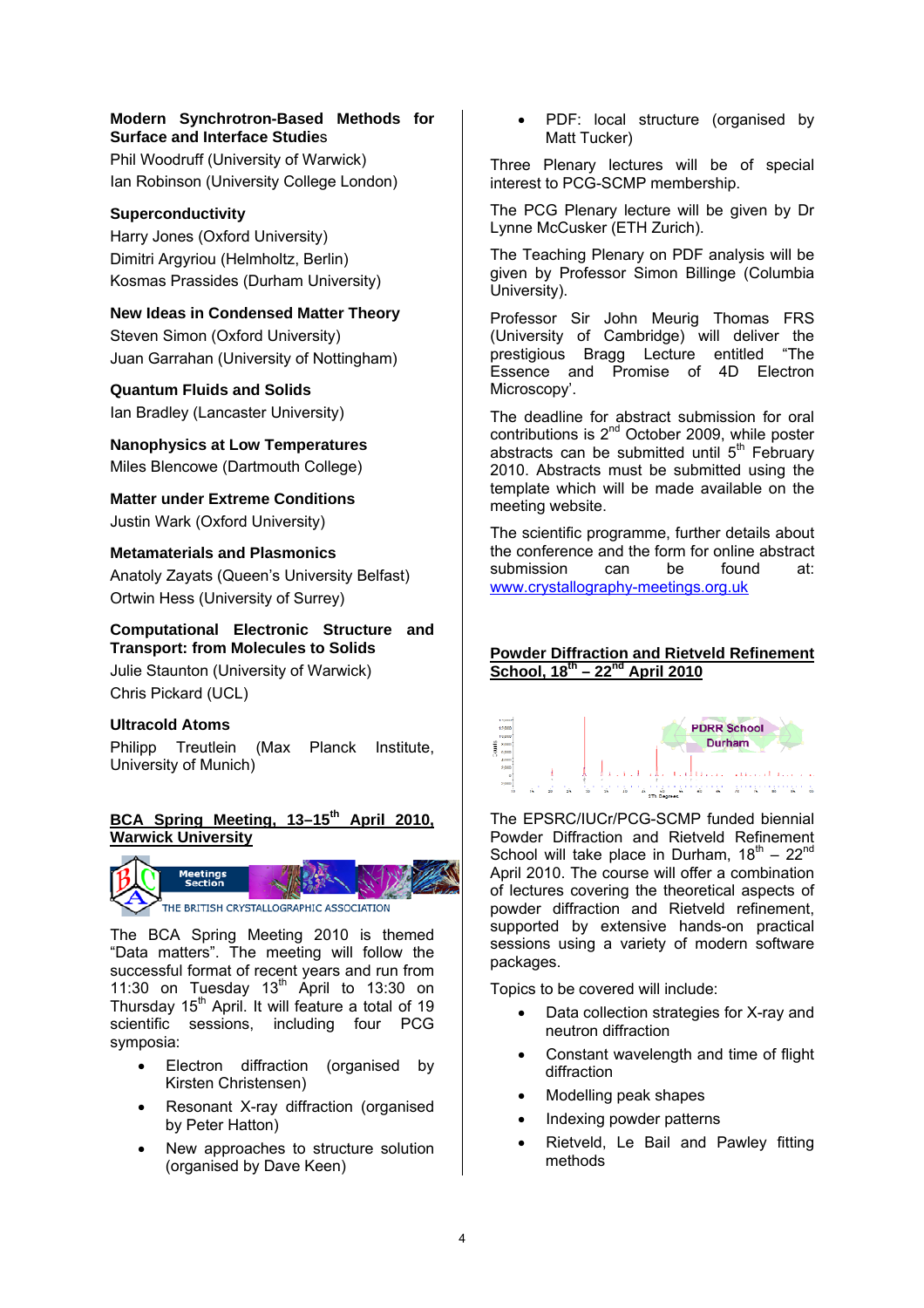**Modern Synchrotron-Based Methods for Surface and Interface Studies**

Phil Woodruff (University of Warwick)
Ian Robinson (University College London)

**Superconductivity**

Harry Jones (Oxford University)
Dimitri Argyriou (Helmholtz, Berlin)
Kosmas Prassides (Durham University)

**New Ideas in Condensed Matter Theory**

Steven Simon (Oxford University)
Juan Garrahan (University of Nottingham)

**Quantum Fluids and Solids**

Ian Bradley (Lancaster University)

**Nanophysics at Low Temperatures**

Miles Blencowe (Dartmouth College)

**Matter under Extreme Conditions**

Justin Wark (Oxford University)

**Metamaterials and Plasmonics**

Anatoly Zayats (Queen's University Belfast)
Ortwin Hess (University of Surrey)

**Computational Electronic Structure and Transport: from Molecules to Solids**

Julie Staunton (University of Warwick)
Chris Pickard (UCL)

**Ultracold Atoms**

Philipp Treutlein (Max Planck Institute, University of Munich)

## BCA Spring Meeting, 13–15th April 2010, Warwick University

The BCA Spring Meeting 2010 is themed "Data matters". The meeting will follow the successful format of recent years and run from 11:30 on Tuesday 13th April to 13:30 on Thursday 15th April. It will feature a total of 19 scientific sessions, including four PCG symposia:

- Electron diffraction (organised by Kirsten Christensen)
- Resonant X-ray diffraction (organised by Peter Hatton)
- New approaches to structure solution (organised by Dave Keen)
- PDF: local structure (organised by Matt Tucker)

Three Plenary lectures will be of special interest to PCG-SCMP membership.

The PCG Plenary lecture will be given by Dr Lynne McCusker (ETH Zurich).

The Teaching Plenary on PDF analysis will be given by Professor Simon Billinge (Columbia University).

Professor Sir John Meurig Thomas FRS (University of Cambridge) will deliver the prestigious Bragg Lecture entitled "The Essence and Promise of 4D Electron Microscopy'.

The deadline for abstract submission for oral contributions is 2nd October 2009, while poster abstracts can be submitted until 5th February 2010. Abstracts must be submitted using the template which will be made available on the meeting website.

The scientific programme, further details about the conference and the form for online abstract submission can be found at: www.crystallography-meetings.org.uk

## Powder Diffraction and Rietveld Refinement School, 18th – 22nd April 2010

The EPSRC/IUCr/PCG-SCMP funded biennial Powder Diffraction and Rietveld Refinement School will take place in Durham, 18th – 22nd April 2010. The course will offer a combination of lectures covering the theoretical aspects of powder diffraction and Rietveld refinement, supported by extensive hands-on practical sessions using a variety of modern software packages.

Topics to be covered will include:

- Data collection strategies for X-ray and neutron diffraction
- Constant wavelength and time of flight diffraction
- Modelling peak shapes
- Indexing powder patterns
- Rietveld, Le Bail and Pawley fitting methods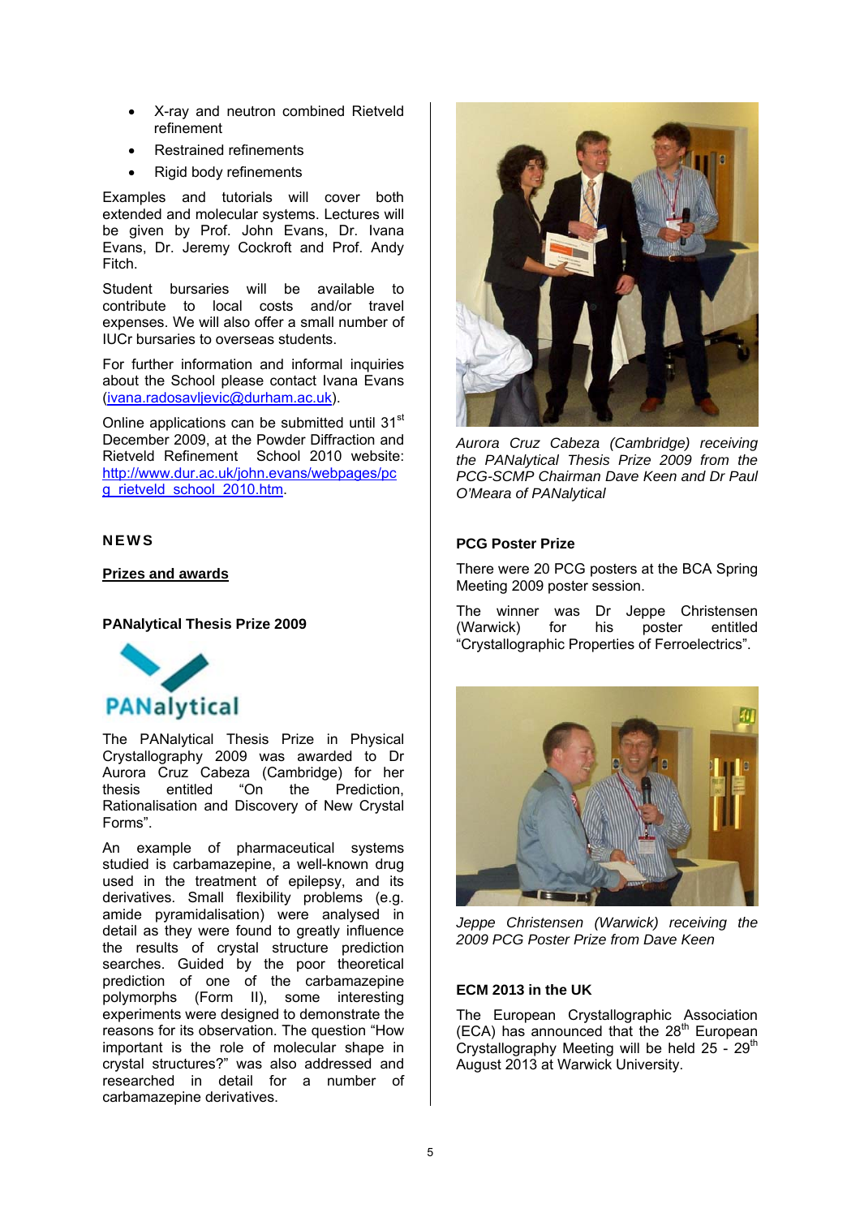- X-ray and neutron combined Rietveld refinement
- Restrained refinements
- Rigid body refinements

Examples and tutorials will cover both extended and molecular systems. Lectures will be given by Prof. John Evans, Dr. Ivana Evans, Dr. Jeremy Cockroft and Prof. Andy Fitch.

Student bursaries will be available to contribute to local costs and/or travel expenses. We will also offer a small number of IUCr bursaries to overseas students.

For further information and informal inquiries about the School please contact Ivana Evans (ivana.radosavljevic@durham.ac.uk).

Online applications can be submitted until 31st December 2009, at the Powder Diffraction and Rietveld Refinement School 2010 website: http://www.dur.ac.uk/john.evans/webpages/pcg_rietveld_school_2010.htm.

## NEWS

### Prizes and awards

#### PANalytical Thesis Prize 2009

PANalytical

The PANalytical Thesis Prize in Physical Crystallography 2009 was awarded to Dr Aurora Cruz Cabeza (Cambridge) for her thesis entitled "On the Prediction, Rationalisation and Discovery of New Crystal Forms".

An example of pharmaceutical systems studied is carbamazepine, a well-known drug used in the treatment of epilepsy, and its derivatives. Small flexibility problems (e.g. amide pyramidalisation) were analysed in detail as they were found to greatly influence the results of crystal structure prediction searches. Guided by the poor theoretical prediction of one of the carbamazepine polymorphs (Form II), some interesting experiments were designed to demonstrate the reasons for its observation. The question "How important is the role of molecular shape in crystal structures?" was also addressed and researched in detail for a number of carbamazepine derivatives.

*Aurora Cruz Cabeza (Cambridge) receiving the PANalytical Thesis Prize 2009 from the PCG-SCMP Chairman Dave Keen and Dr Paul O'Meara of PANalytical*

#### PCG Poster Prize

There were 20 PCG posters at the BCA Spring Meeting 2009 poster session.

The winner was Dr Jeppe Christensen (Warwick) for his poster entitled "Crystallographic Properties of Ferroelectrics".

*Jeppe Christensen (Warwick) receiving the 2009 PCG Poster Prize from Dave Keen*

#### ECM 2013 in the UK

The European Crystallographic Association (ECA) has announced that the 28th European Crystallography Meeting will be held 25 - 29th August 2013 at Warwick University.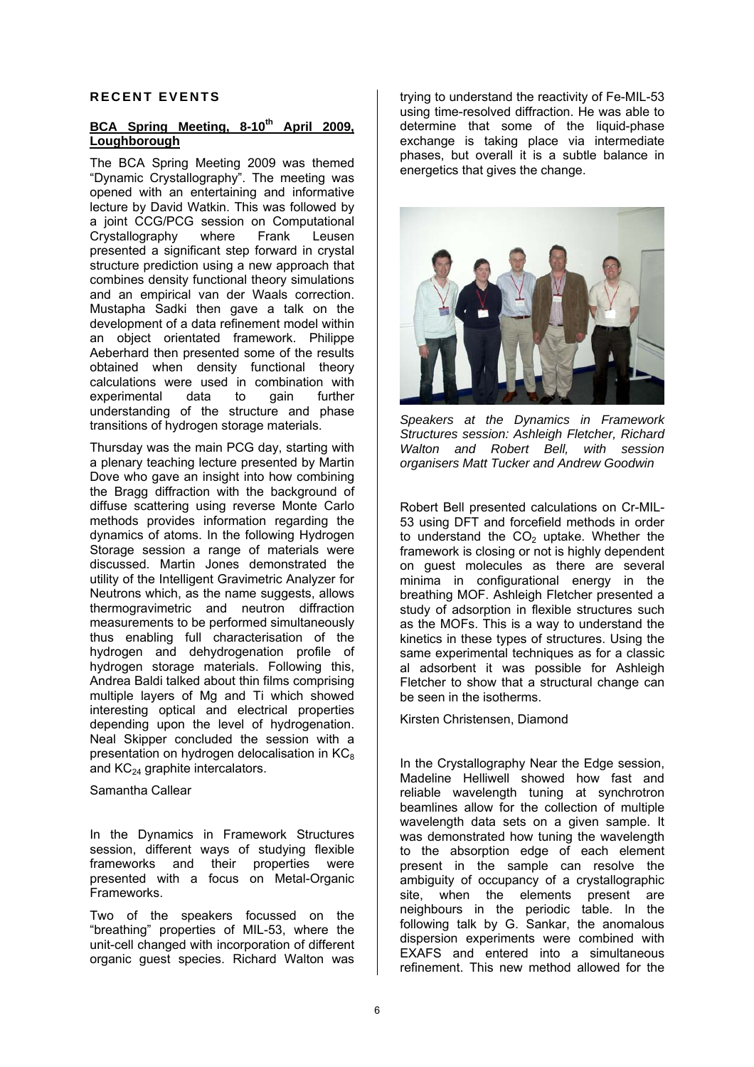## RECENT EVENTS

### BCA Spring Meeting, 8-10th April 2009, Loughborough

The BCA Spring Meeting 2009 was themed "Dynamic Crystallography". The meeting was opened with an entertaining and informative lecture by David Watkin. This was followed by a joint CCG/PCG session on Computational Crystallography where Frank Leusen presented a significant step forward in crystal structure prediction using a new approach that combines density functional theory simulations and an empirical van der Waals correction. Mustapha Sadki then gave a talk on the development of a data refinement model within an object orientated framework. Philippe Aeberhard then presented some of the results obtained when density functional theory calculations were used in combination with experimental data to gain further understanding of the structure and phase transitions of hydrogen storage materials.

Thursday was the main PCG day, starting with a plenary teaching lecture presented by Martin Dove who gave an insight into how combining the Bragg diffraction with the background of diffuse scattering using reverse Monte Carlo methods provides information regarding the dynamics of atoms. In the following Hydrogen Storage session a range of materials were discussed. Martin Jones demonstrated the utility of the Intelligent Gravimetric Analyzer for Neutrons which, as the name suggests, allows thermogravimetric and neutron diffraction measurements to be performed simultaneously thus enabling full characterisation of the hydrogen and dehydrogenation profile of hydrogen storage materials. Following this, Andrea Baldi talked about thin films comprising multiple layers of Mg and Ti which showed interesting optical and electrical properties depending upon the level of hydrogenation. Neal Skipper concluded the session with a presentation on hydrogen delocalisation in $KC_8$ and $KC_{24}$ graphite intercalators.

Samantha Callear

In the Dynamics in Framework Structures session, different ways of studying flexible frameworks and their properties were presented with a focus on Metal-Organic Frameworks.

Two of the speakers focussed on the "breathing" properties of MIL-53, where the unit-cell changed with incorporation of different organic guest species. Richard Walton was trying to understand the reactivity of Fe-MIL-53 using time-resolved diffraction. He was able to determine that some of the liquid-phase exchange is taking place via intermediate phases, but overall it is a subtle balance in energetics that gives the change.

*Speakers at the Dynamics in Framework Structures session: Ashleigh Fletcher, Richard Walton and Robert Bell, with session organisers Matt Tucker and Andrew Goodwin*

Robert Bell presented calculations on Cr-MIL-53 using DFT and forcefield methods in order to understand the $CO_2$ uptake. Whether the framework is closing or not is highly dependent on guest molecules as there are several minima in configurational energy in the breathing MOF. Ashleigh Fletcher presented a study of adsorption in flexible structures such as the MOFs. This is a way to understand the kinetics in these types of structures. Using the same experimental techniques as for a classic al adsorbent it was possible for Ashleigh Fletcher to show that a structural change can be seen in the isotherms.

Kirsten Christensen, Diamond

In the Crystallography Near the Edge session, Madeline Helliwell showed how fast and reliable wavelength tuning at synchrotron beamlines allow for the collection of multiple wavelength data sets on a given sample. It was demonstrated how tuning the wavelength to the absorption edge of each element present in the sample can resolve the ambiguity of occupancy of a crystallographic site, when the elements present are neighbours in the periodic table. In the following talk by G. Sankar, the anomalous dispersion experiments were combined with EXAFS and entered into a simultaneous refinement. This new method allowed for the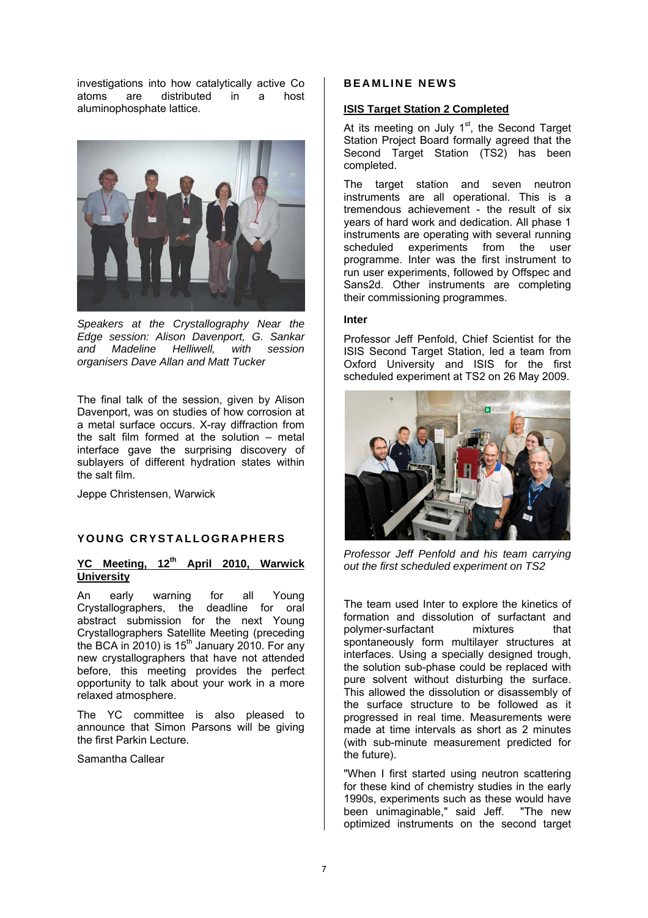investigations into how catalytically active Co atoms are distributed in a host aluminophosphate lattice.

*Speakers at the Crystallography Near the Edge session: Alison Davenport, G. Sankar and Madeline Helliwell, with session organisers Dave Allan and Matt Tucker*

The final talk of the session, given by Alison Davenport, was on studies of how corrosion at a metal surface occurs. X-ray diffraction from the salt film formed at the solution – metal interface gave the surprising discovery of sublayers of different hydration states within the salt film.

Jeppe Christensen, Warwick

## YOUNG CRYSTALLOGRAPHERS

### YC Meeting, 12th April 2010, Warwick University

An early warning for all Young Crystallographers, the deadline for oral abstract submission for the next Young Crystallographers Satellite Meeting (preceding the BCA in 2010) is 15th January 2010. For any new crystallographers that have not attended before, this meeting provides the perfect opportunity to talk about your work in a more relaxed atmosphere.

The YC committee is also pleased to announce that Simon Parsons will be giving the first Parkin Lecture.

Samantha Callear

## BEAMLINE NEWS

### ISIS Target Station 2 Completed

At its meeting on July 1st, the Second Target Station Project Board formally agreed that the Second Target Station (TS2) has been completed.

The target station and seven neutron instruments are all operational. This is a tremendous achievement - the result of six years of hard work and dedication. All phase 1 instruments are operating with several running scheduled experiments from the user programme. Inter was the first instrument to run user experiments, followed by Offspec and Sans2d. Other instruments are completing their commissioning programmes.

**Inter**

Professor Jeff Penfold, Chief Scientist for the ISIS Second Target Station, led a team from Oxford University and ISIS for the first scheduled experiment at TS2 on 26 May 2009.

*Professor Jeff Penfold and his team carrying out the first scheduled experiment on TS2*

The team used Inter to explore the kinetics of formation and dissolution of surfactant and polymer-surfactant mixtures that spontaneously form multilayer structures at interfaces. Using a specially designed trough, the solution sub-phase could be replaced with pure solvent without disturbing the surface. This allowed the dissolution or disassembly of the surface structure to be followed as it progressed in real time. Measurements were made at time intervals as short as 2 minutes (with sub-minute measurement predicted for the future).

"When I first started using neutron scattering for these kind of chemistry studies in the early 1990s, experiments such as these would have been unimaginable," said Jeff. "The new optimized instruments on the second target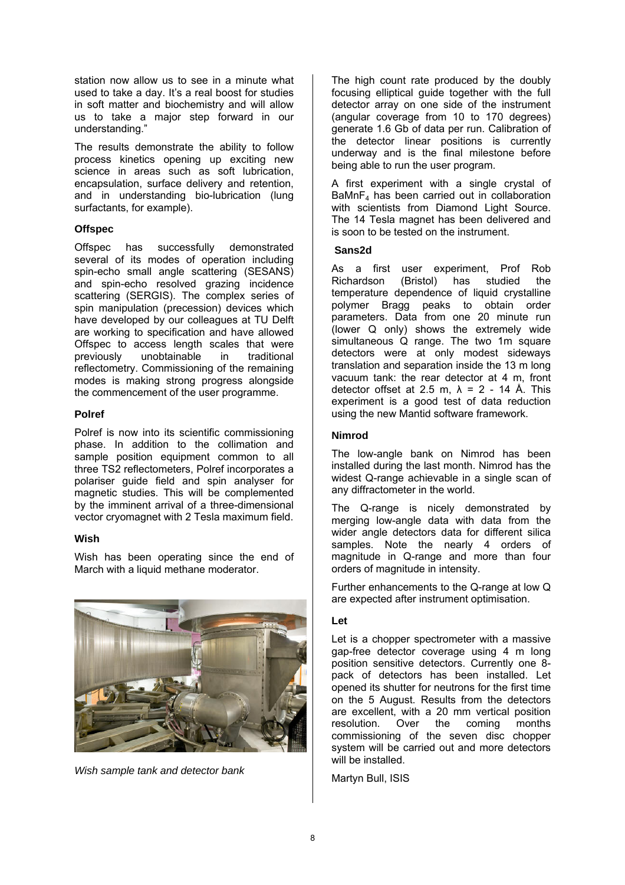station now allow us to see in a minute what used to take a day. It's a real boost for studies in soft matter and biochemistry and will allow us to take a major step forward in our understanding."

The results demonstrate the ability to follow process kinetics opening up exciting new science in areas such as soft lubrication, encapsulation, surface delivery and retention, and in understanding bio-lubrication (lung surfactants, for example).

**Offspec**

Offspec has successfully demonstrated several of its modes of operation including spin-echo small angle scattering (SESANS) and spin-echo resolved grazing incidence scattering (SERGIS). The complex series of spin manipulation (precession) devices which have developed by our colleagues at TU Delft are working to specification and have allowed Offspec to access length scales that were previously unobtainable in traditional reflectometry. Commissioning of the remaining modes is making strong progress alongside the commencement of the user programme.

**Polref**

Polref is now into its scientific commissioning phase. In addition to the collimation and sample position equipment common to all three TS2 reflectometers, Polref incorporates a polariser guide field and spin analyser for magnetic studies. This will be complemented by the imminent arrival of a three-dimensional vector cryomagnet with 2 Tesla maximum field.

**Wish**

Wish has been operating since the end of March with a liquid methane moderator.

*Wish sample tank and detector bank*

The high count rate produced by the doubly focusing elliptical guide together with the full detector array on one side of the instrument (angular coverage from 10 to 170 degrees) generate 1.6 Gb of data per run. Calibration of the detector linear positions is currently underway and is the final milestone before being able to run the user program.

A first experiment with a single crystal of $BaMnF_4$ has been carried out in collaboration with scientists from Diamond Light Source. The 14 Tesla magnet has been delivered and is soon to be tested on the instrument.

**Sans2d**

As a first user experiment, Prof Rob Richardson (Bristol) has studied the temperature dependence of liquid crystalline polymer Bragg peaks to obtain order parameters. Data from one 20 minute run (lower Q only) shows the extremely wide simultaneous Q range. The two 1m square detectors were at only modest sideways translation and separation inside the 13 m long vacuum tank: the rear detector at 4 m, front detector offset at 2.5 m, $\lambda$ = 2 - 14 Å. This experiment is a good test of data reduction using the new Mantid software framework.

**Nimrod**

The low-angle bank on Nimrod has been installed during the last month. Nimrod has the widest Q-range achievable in a single scan of any diffractometer in the world.

The Q-range is nicely demonstrated by merging low-angle data with data from the wider angle detectors data for different silica samples. Note the nearly 4 orders of magnitude in Q-range and more than four orders of magnitude in intensity.

Further enhancements to the Q-range at low Q are expected after instrument optimisation.

**Let**

Let is a chopper spectrometer with a massive gap-free detector coverage using 4 m long position sensitive detectors. Currently one 8-pack of detectors has been installed. Let opened its shutter for neutrons for the first time on the 5 August. Results from the detectors are excellent, with a 20 mm vertical position resolution. Over the coming months commissioning of the seven disc chopper system will be carried out and more detectors will be installed.

Martyn Bull, ISIS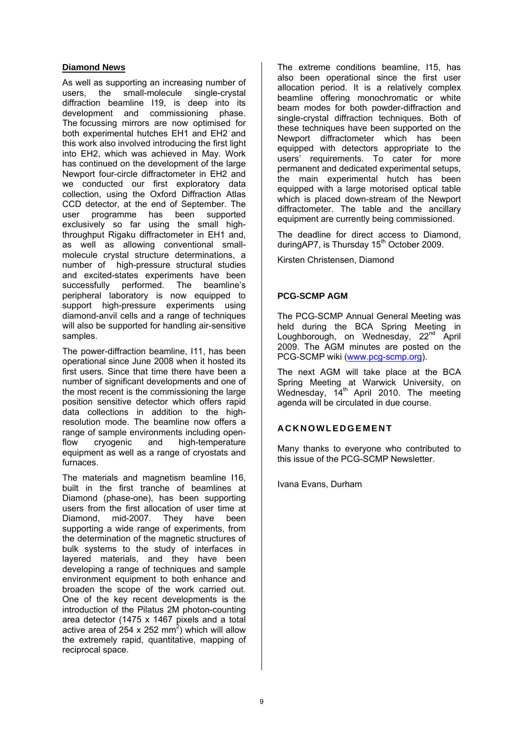## Diamond News

As well as supporting an increasing number of users, the small-molecule single-crystal diffraction beamline I19, is deep into its development and commissioning phase. The focussing mirrors are now optimised for both experimental hutches EH1 and EH2 and this work also involved introducing the first light into EH2, which was achieved in May. Work has continued on the development of the large Newport four-circle diffractometer in EH2 and we conducted our first exploratory data collection, using the Oxford Diffraction Atlas CCD detector, at the end of September. The user programme has been supported exclusively so far using the small high-throughput Rigaku diffractometer in EH1 and, as well as allowing conventional small-molecule crystal structure determinations, a number of high-pressure structural studies and excited-states experiments have been successfully performed. The beamline's peripheral laboratory is now equipped to support high-pressure experiments using diamond-anvil cells and a range of techniques will also be supported for handling air-sensitive samples.

The power-diffraction beamline, I11, has been operational since June 2008 when it hosted its first users. Since that time there have been a number of significant developments and one of the most recent is the commissioning the large position sensitive detector which offers rapid data collections in addition to the high-resolution mode. The beamline now offers a range of sample environments including open-flow cryogenic and high-temperature equipment as well as a range of cryostats and furnaces.

The materials and magnetism beamline I16, built in the first tranche of beamlines at Diamond (phase-one), has been supporting users from the first allocation of user time at Diamond, mid-2007. They have been supporting a wide range of experiments, from the determination of the magnetic structures of bulk systems to the study of interfaces in layered materials, and they have been developing a range of techniques and sample environment equipment to both enhance and broaden the scope of the work carried out. One of the key recent developments is the introduction of the Pilatus 2M photon-counting area detector (1475 x 1467 pixels and a total active area of 254 x 252 $mm^2$) which will allow the extremely rapid, quantitative, mapping of reciprocal space.

The extreme conditions beamline, I15, has also been operational since the first user allocation period. It is a relatively complex beamline offering monochromatic or white beam modes for both powder-diffraction and single-crystal diffraction techniques. Both of these techniques have been supported on the Newport diffractometer which has been equipped with detectors appropriate to the users' requirements. To cater for more permanent and dedicated experimental setups, the main experimental hutch has been equipped with a large motorised optical table which is placed down-stream of the Newport diffractometer. The table and the ancillary equipment are currently being commissioned.

The deadline for direct access to Diamond, duringAP7, is Thursday 15th October 2009.

Kirsten Christensen, Diamond

## PCG-SCMP AGM

The PCG-SCMP Annual General Meeting was held during the BCA Spring Meeting in Loughborough, on Wednesday, 22nd April 2009. The AGM minutes are posted on the PCG-SCMP wiki (www.pcg-scmp.org).

The next AGM will take place at the BCA Spring Meeting at Warwick University, on Wednesday, 14th April 2010. The meeting agenda will be circulated in due course.

## ACKNOWLEDGEMENT

Many thanks to everyone who contributed to this issue of the PCG-SCMP Newsletter.

Ivana Evans, Durham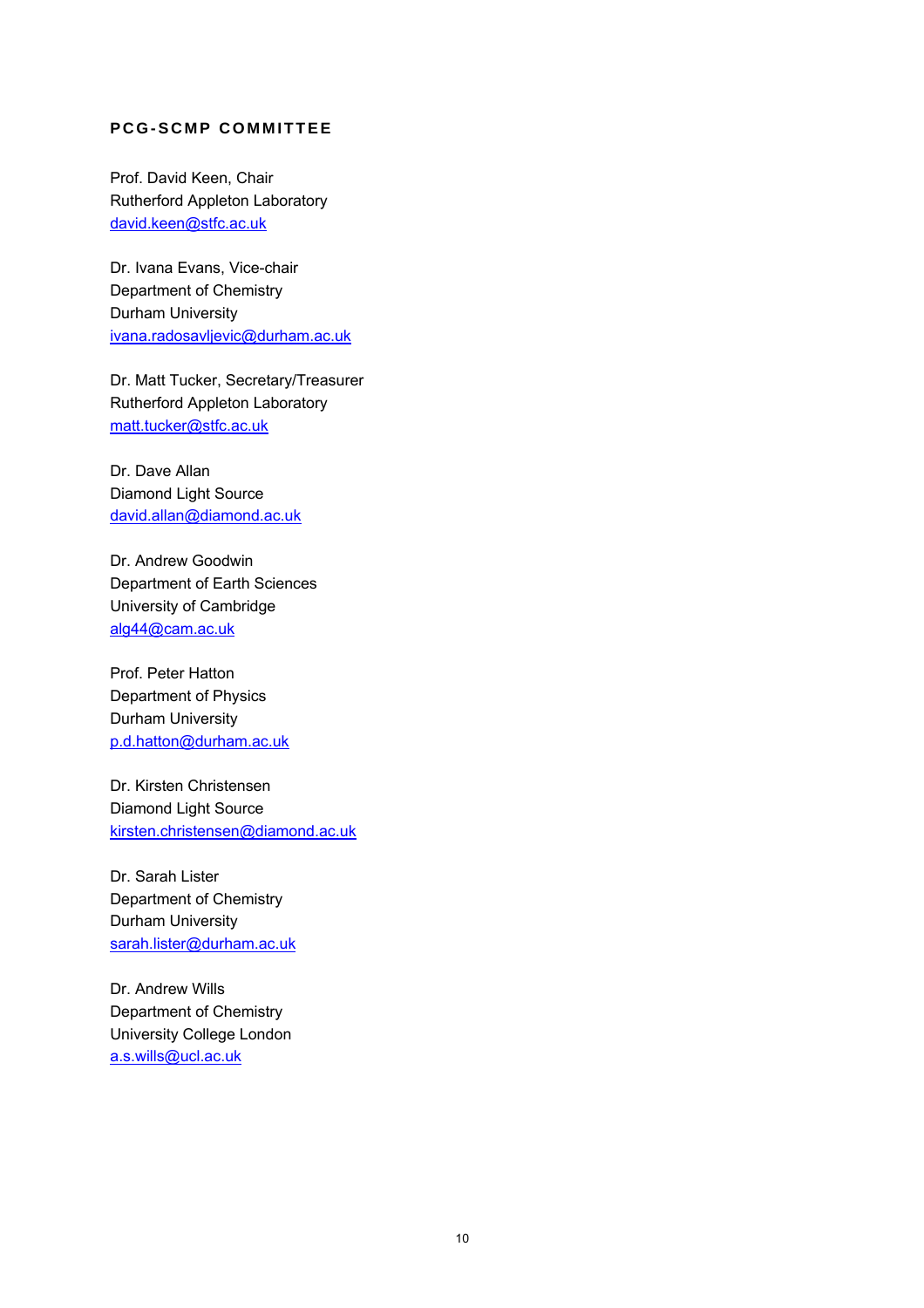## PCG-SCMP COMMITTEE

Prof. David Keen, Chair
Rutherford Appleton Laboratory
david.keen@stfc.ac.uk

Dr. Ivana Evans, Vice-chair
Department of Chemistry
Durham University
ivana.radosavljevic@durham.ac.uk

Dr. Matt Tucker, Secretary/Treasurer
Rutherford Appleton Laboratory
matt.tucker@stfc.ac.uk

Dr. Dave Allan
Diamond Light Source
david.allan@diamond.ac.uk

Dr. Andrew Goodwin
Department of Earth Sciences
University of Cambridge
alg44@cam.ac.uk

Prof. Peter Hatton
Department of Physics
Durham University
p.d.hatton@durham.ac.uk

Dr. Kirsten Christensen
Diamond Light Source
kirsten.christensen@diamond.ac.uk

Dr. Sarah Lister
Department of Chemistry
Durham University
sarah.lister@durham.ac.uk

Dr. Andrew Wills
Department of Chemistry
University College London
a.s.wills@ucl.ac.uk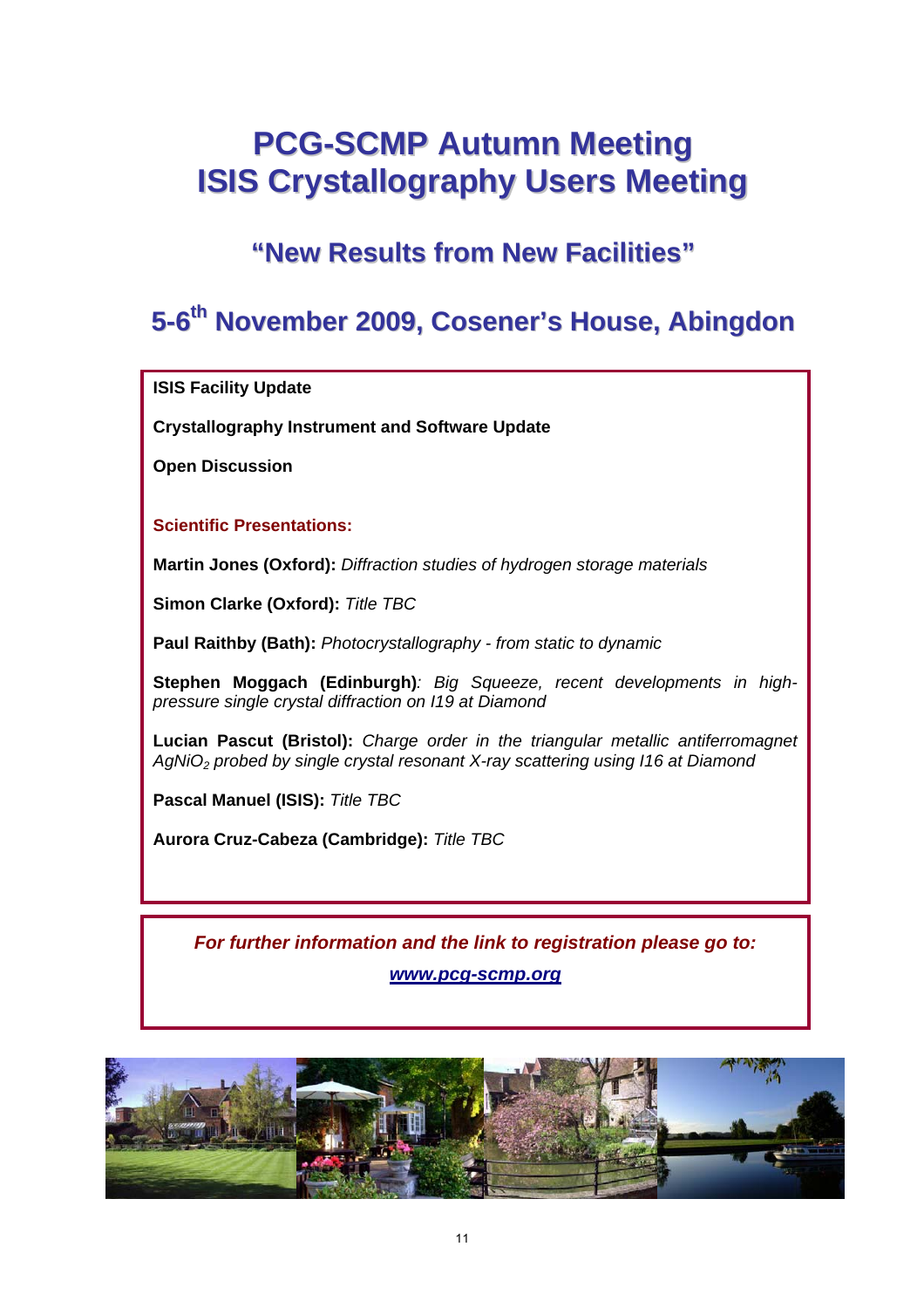# PCG-SCMP Autumn Meeting
# ISIS Crystallography Users Meeting

## "New Results from New Facilities"

## 5-6th November 2009, Cosener's House, Abingdon

**ISIS Facility Update**

**Crystallography Instrument and Software Update**

**Open Discussion**

**Scientific Presentations:**

**Martin Jones (Oxford):** *Diffraction studies of hydrogen storage materials*

**Simon Clarke (Oxford):** *Title TBC*

**Paul Raithby (Bath):** *Photocrystallography - from static to dynamic*

**Stephen Moggach (Edinburgh)***: Big Squeeze, recent developments in high-pressure single crystal diffraction on I19 at Diamond*

**Lucian Pascut (Bristol):** *Charge order in the triangular metallic antiferromagnet* $AgNiO_2$ *probed by single crystal resonant X-ray scattering using I16 at Diamond*

**Pascal Manuel (ISIS):** *Title TBC*

**Aurora Cruz-Cabeza (Cambridge):** *Title TBC*

***For further information and the link to registration please go to:***

***www.pcg-scmp.org***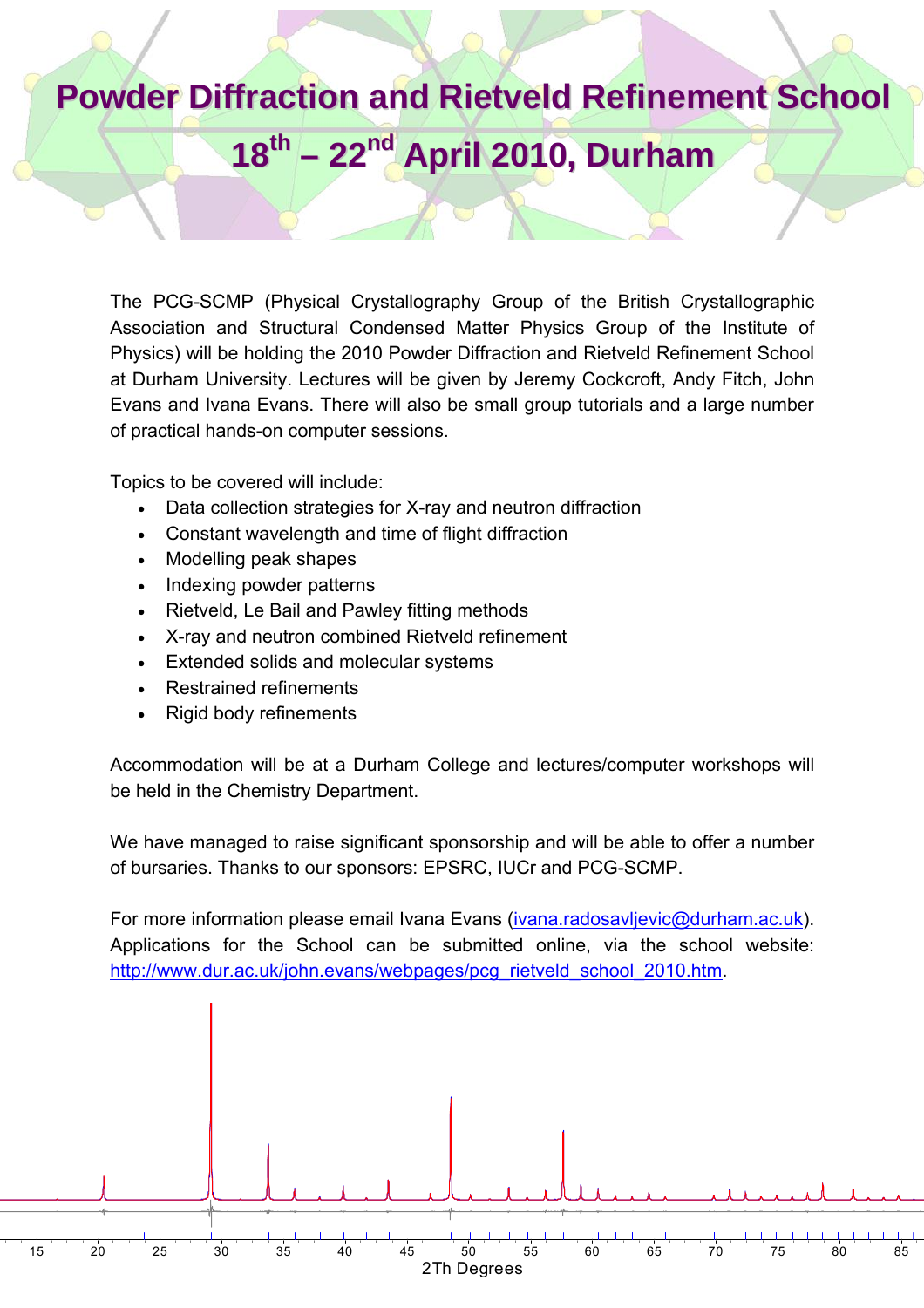# Powder Diffraction and Rietveld Refinement School

## 18th – 22nd April 2010, Durham

The PCG-SCMP (Physical Crystallography Group of the British Crystallographic Association and Structural Condensed Matter Physics Group of the Institute of Physics) will be holding the 2010 Powder Diffraction and Rietveld Refinement School at Durham University. Lectures will be given by Jeremy Cockcroft, Andy Fitch, John Evans and Ivana Evans. There will also be small group tutorials and a large number of practical hands-on computer sessions.

Topics to be covered will include:

- Data collection strategies for X-ray and neutron diffraction
- Constant wavelength and time of flight diffraction
- Modelling peak shapes
- Indexing powder patterns
- Rietveld, Le Bail and Pawley fitting methods
- X-ray and neutron combined Rietveld refinement
- Extended solids and molecular systems
- Restrained refinements
- Rigid body refinements

Accommodation will be at a Durham College and lectures/computer workshops will be held in the Chemistry Department.

We have managed to raise significant sponsorship and will be able to offer a number of bursaries. Thanks to our sponsors: EPSRC, IUCr and PCG-SCMP.

For more information please email Ivana Evans (ivana.radosavljevic@durham.ac.uk). Applications for the School can be submitted online, via the school website: http://www.dur.ac.uk/john.evans/webpages/pcg_rietveld_school_2010.htm.

15 20 25 30 35 40 45 50 55 60 65 70 75 80 85

2Th Degrees